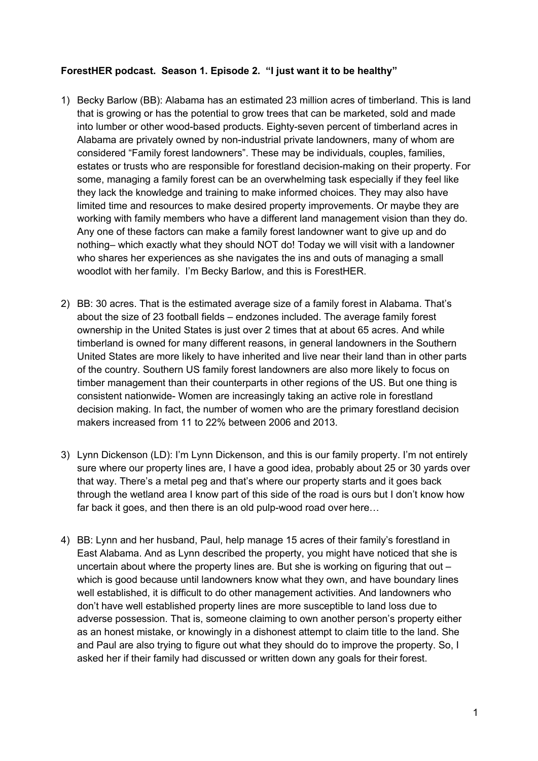**ForestHER podcast. Season 1. Episode 2. "I just want it to be healthy"**

1) Becky Barlow (BB): Alabama has an estimated 23 million acres of timberland. This is land that is growing or has the potential to grow trees that can be marketed, sold and made into lumber or other wood-based products. Eighty-seven percent of timberland acres in Alabama are privately owned by non-industrial private landowners, many of whom are considered "Family forest landowners". These may be individuals, couples, families, estates or trusts who are responsible for forestland decision-making on their property. For some, managing a family forest can be an overwhelming task especially if they feel like they lack the knowledge and training to make informed choices. They may also have limited time and resources to make desired property improvements. Or maybe they are working with family members who have a different land management vision than they do. Any one of these factors can make a family forest landowner want to give up and do nothing– which exactly what they should NOT do! Today we will visit with a landowner who shares her experiences as she navigates the ins and outs of managing a small woodlot with her family. I'm Becky Barlow, and this is ForestHER.

2) BB: 30 acres. That is the estimated average size of a family forest in Alabama. That's about the size of 23 football fields – endzones included. The average family forest ownership in the United States is just over 2 times that at about 65 acres. And while timberland is owned for many different reasons, in general landowners in the Southern United States are more likely to have inherited and live near their land than in other parts of the country. Southern US family forest landowners are also more likely to focus on timber management than their counterparts in other regions of the US. But one thing is consistent nationwide- Women are increasingly taking an active role in forestland decision making. In fact, the number of women who are the primary forestland decision makers increased from 11 to 22% between 2006 and 2013.

3) Lynn Dickenson (LD): I'm Lynn Dickenson, and this is our family property. I'm not entirely sure where our property lines are, I have a good idea, probably about 25 or 30 yards over that way. There's a metal peg and that's where our property starts and it goes back through the wetland area I know part of this side of the road is ours but I don't know how far back it goes, and then there is an old pulp-wood road over here…

4) BB: Lynn and her husband, Paul, help manage 15 acres of their family's forestland in East Alabama. And as Lynn described the property, you might have noticed that she is uncertain about where the property lines are. But she is working on figuring that out – which is good because until landowners know what they own, and have boundary lines well established, it is difficult to do other management activities. And landowners who don't have well established property lines are more susceptible to land loss due to adverse possession. That is, someone claiming to own another person's property either as an honest mistake, or knowingly in a dishonest attempt to claim title to the land. She and Paul are also trying to figure out what they should do to improve the property. So, I asked her if their family had discussed or written down any goals for their forest.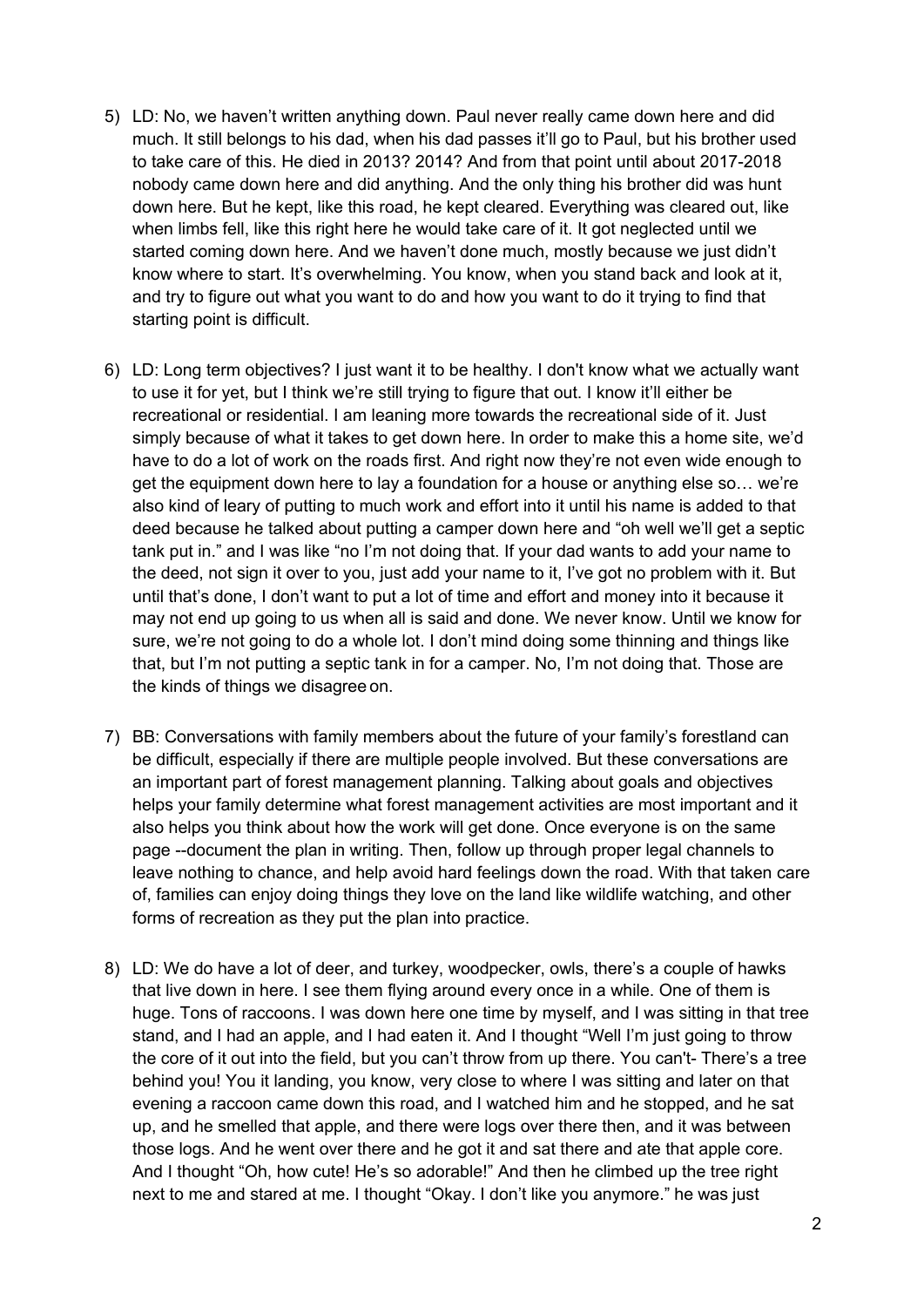5) LD: No, we haven't written anything down. Paul never really came down here and did much. It still belongs to his dad, when his dad passes it'll go to Paul, but his brother used to take care of this. He died in 2013? 2014? And from that point until about 2017-2018 nobody came down here and did anything. And the only thing his brother did was hunt down here. But he kept, like this road, he kept cleared. Everything was cleared out, like when limbs fell, like this right here he would take care of it. It got neglected until we started coming down here. And we haven't done much, mostly because we just didn't know where to start. It's overwhelming. You know, when you stand back and look at it, and try to figure out what you want to do and how you want to do it trying to find that starting point is difficult.

6) LD: Long term objectives? I just want it to be healthy. I don't know what we actually want to use it for yet, but I think we're still trying to figure that out. I know it'll either be recreational or residential. I am leaning more towards the recreational side of it. Just simply because of what it takes to get down here. In order to make this a home site, we'd have to do a lot of work on the roads first. And right now they're not even wide enough to get the equipment down here to lay a foundation for a house or anything else so… we're also kind of leary of putting to much work and effort into it until his name is added to that deed because he talked about putting a camper down here and "oh well we'll get a septic tank put in." and I was like "no I'm not doing that. If your dad wants to add your name to the deed, not sign it over to you, just add your name to it, I've got no problem with it. But until that's done, I don't want to put a lot of time and effort and money into it because it may not end up going to us when all is said and done. We never know. Until we know for sure, we're not going to do a whole lot. I don't mind doing some thinning and things like that, but I'm not putting a septic tank in for a camper. No, I'm not doing that. Those are the kinds of things we disagree on.

7) BB: Conversations with family members about the future of your family's forestland can be difficult, especially if there are multiple people involved. But these conversations are an important part of forest management planning. Talking about goals and objectives helps your family determine what forest management activities are most important and it also helps you think about how the work will get done. Once everyone is on the same page --document the plan in writing. Then, follow up through proper legal channels to leave nothing to chance, and help avoid hard feelings down the road. With that taken care of, families can enjoy doing things they love on the land like wildlife watching, and other forms of recreation as they put the plan into practice.

8) LD: We do have a lot of deer, and turkey, woodpecker, owls, there's a couple of hawks that live down in here. I see them flying around every once in a while. One of them is huge. Tons of raccoons. I was down here one time by myself, and I was sitting in that tree stand, and I had an apple, and I had eaten it. And I thought "Well I'm just going to throw the core of it out into the field, but you can't throw from up there. You can't- There's a tree behind you! You it landing, you know, very close to where I was sitting and later on that evening a raccoon came down this road, and I watched him and he stopped, and he sat up, and he smelled that apple, and there were logs over there then, and it was between those logs. And he went over there and he got it and sat there and ate that apple core. And I thought "Oh, how cute! He's so adorable!" And then he climbed up the tree right next to me and stared at me. I thought "Okay. I don't like you anymore." he was just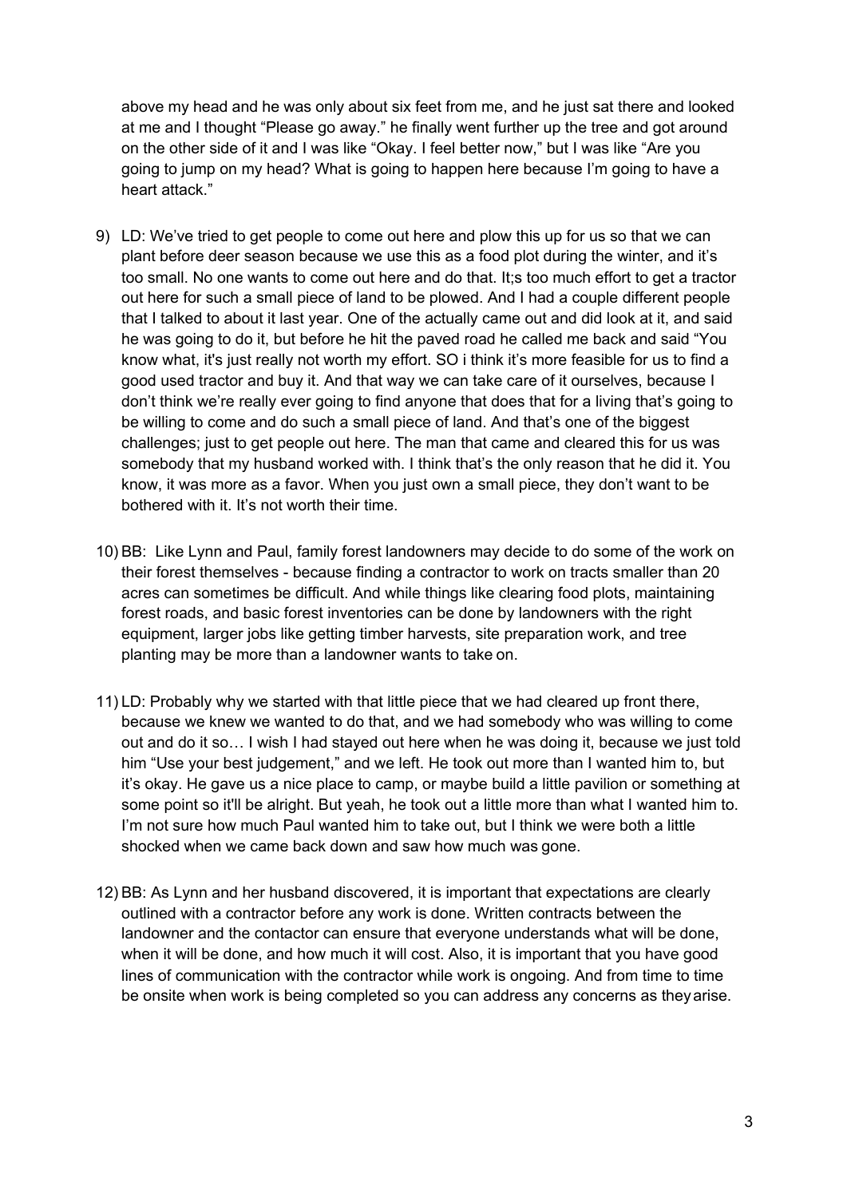above my head and he was only about six feet from me, and he just sat there and looked at me and I thought "Please go away." he finally went further up the tree and got around on the other side of it and I was like "Okay. I feel better now," but I was like "Are you going to jump on my head? What is going to happen here because I'm going to have a heart attack."

9) LD: We've tried to get people to come out here and plow this up for us so that we can plant before deer season because we use this as a food plot during the winter, and it's too small. No one wants to come out here and do that. It;s too much effort to get a tractor out here for such a small piece of land to be plowed. And I had a couple different people that I talked to about it last year. One of the actually came out and did look at it, and said he was going to do it, but before he hit the paved road he called me back and said "You know what, it's just really not worth my effort. SO i think it's more feasible for us to find a good used tractor and buy it. And that way we can take care of it ourselves, because I don't think we're really ever going to find anyone that does that for a living that's going to be willing to come and do such a small piece of land. And that's one of the biggest challenges; just to get people out here. The man that came and cleared this for us was somebody that my husband worked with. I think that's the only reason that he did it. You know, it was more as a favor. When you just own a small piece, they don't want to be bothered with it. It's not worth their time.

10) BB: Like Lynn and Paul, family forest landowners may decide to do some of the work on their forest themselves - because finding a contractor to work on tracts smaller than 20 acres can sometimes be difficult. And while things like clearing food plots, maintaining forest roads, and basic forest inventories can be done by landowners with the right equipment, larger jobs like getting timber harvests, site preparation work, and tree planting may be more than a landowner wants to take on.

11) LD: Probably why we started with that little piece that we had cleared up front there, because we knew we wanted to do that, and we had somebody who was willing to come out and do it so… I wish I had stayed out here when he was doing it, because we just told him "Use your best judgement," and we left. He took out more than I wanted him to, but it's okay. He gave us a nice place to camp, or maybe build a little pavilion or something at some point so it'll be alright. But yeah, he took out a little more than what I wanted him to. I'm not sure how much Paul wanted him to take out, but I think we were both a little shocked when we came back down and saw how much was gone.

12) BB: As Lynn and her husband discovered, it is important that expectations are clearly outlined with a contractor before any work is done. Written contracts between the landowner and the contactor can ensure that everyone understands what will be done, when it will be done, and how much it will cost. Also, it is important that you have good lines of communication with the contractor while work is ongoing. And from time to time be onsite when work is being completed so you can address any concerns as they arise.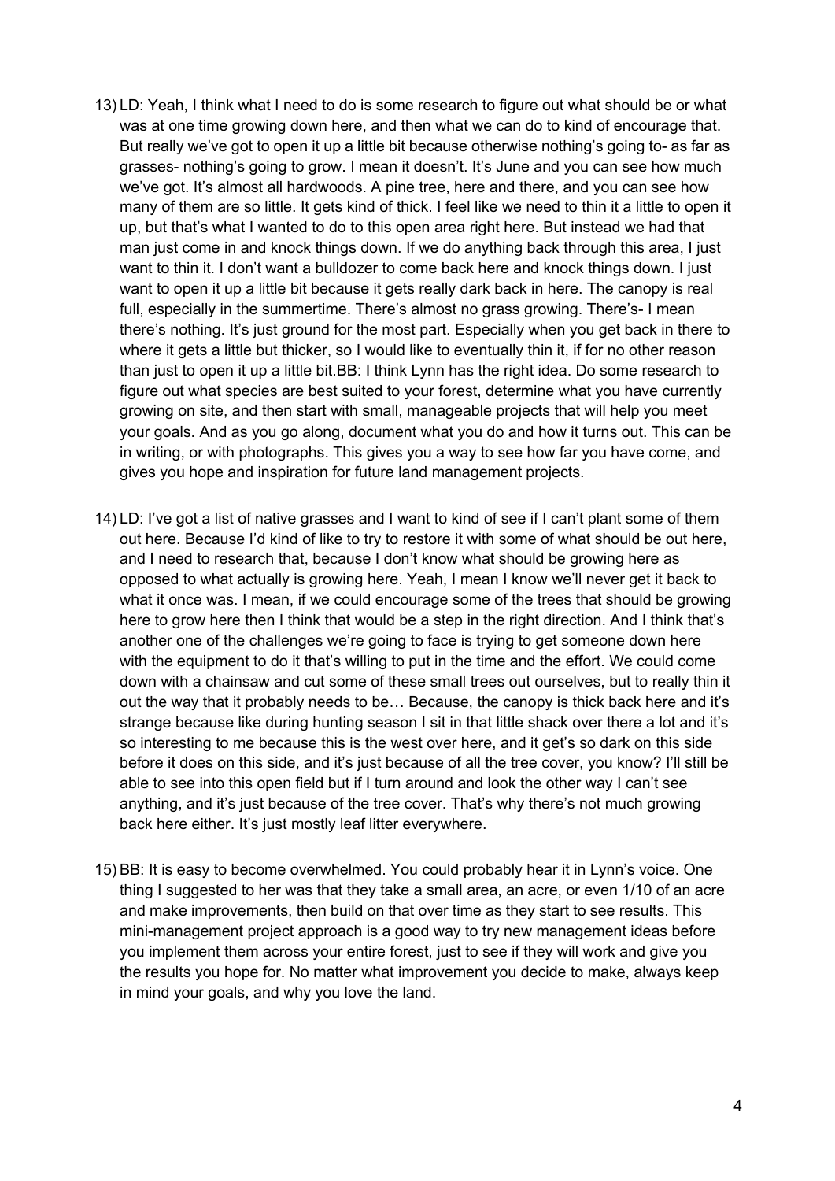13) LD: Yeah, I think what I need to do is some research to figure out what should be or what was at one time growing down here, and then what we can do to kind of encourage that. But really we've got to open it up a little bit because otherwise nothing's going to- as far as grasses- nothing's going to grow. I mean it doesn't. It's June and you can see how much we've got. It's almost all hardwoods. A pine tree, here and there, and you can see how many of them are so little. It gets kind of thick. I feel like we need to thin it a little to open it up, but that's what I wanted to do to this open area right here. But instead we had that man just come in and knock things down. If we do anything back through this area, I just want to thin it. I don't want a bulldozer to come back here and knock things down. I just want to open it up a little bit because it gets really dark back in here. The canopy is real full, especially in the summertime. There's almost no grass growing. There's- I mean there's nothing. It's just ground for the most part. Especially when you get back in there to where it gets a little but thicker, so I would like to eventually thin it, if for no other reason than just to open it up a little bit.BB: I think Lynn has the right idea. Do some research to figure out what species are best suited to your forest, determine what you have currently growing on site, and then start with small, manageable projects that will help you meet your goals. And as you go along, document what you do and how it turns out. This can be in writing, or with photographs. This gives you a way to see how far you have come, and gives you hope and inspiration for future land management projects.

14) LD: I've got a list of native grasses and I want to kind of see if I can't plant some of them out here. Because I'd kind of like to try to restore it with some of what should be out here, and I need to research that, because I don't know what should be growing here as opposed to what actually is growing here. Yeah, I mean I know we'll never get it back to what it once was. I mean, if we could encourage some of the trees that should be growing here to grow here then I think that would be a step in the right direction. And I think that's another one of the challenges we're going to face is trying to get someone down here with the equipment to do it that's willing to put in the time and the effort. We could come down with a chainsaw and cut some of these small trees out ourselves, but to really thin it out the way that it probably needs to be… Because, the canopy is thick back here and it's strange because like during hunting season I sit in that little shack over there a lot and it's so interesting to me because this is the west over here, and it get's so dark on this side before it does on this side, and it's just because of all the tree cover, you know? I'll still be able to see into this open field but if I turn around and look the other way I can't see anything, and it's just because of the tree cover. That's why there's not much growing back here either. It's just mostly leaf litter everywhere.

15) BB: It is easy to become overwhelmed. You could probably hear it in Lynn's voice. One thing I suggested to her was that they take a small area, an acre, or even 1/10 of an acre and make improvements, then build on that over time as they start to see results. This mini-management project approach is a good way to try new management ideas before you implement them across your entire forest, just to see if they will work and give you the results you hope for. No matter what improvement you decide to make, always keep in mind your goals, and why you love the land.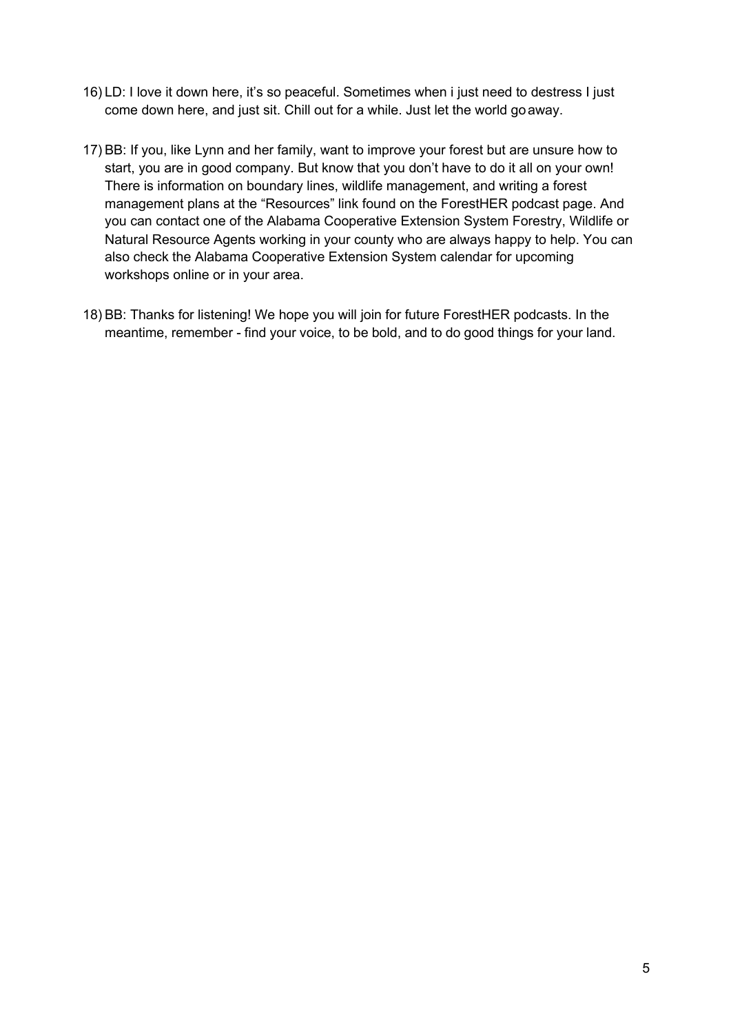16) LD: I love it down here, it's so peaceful. Sometimes when i just need to destress I just come down here, and just sit. Chill out for a while. Just let the world go away.

17) BB: If you, like Lynn and her family, want to improve your forest but are unsure how to start, you are in good company. But know that you don't have to do it all on your own! There is information on boundary lines, wildlife management, and writing a forest management plans at the "Resources" link found on the ForestHER podcast page. And you can contact one of the Alabama Cooperative Extension System Forestry, Wildlife or Natural Resource Agents working in your county who are always happy to help. You can also check the Alabama Cooperative Extension System calendar for upcoming workshops online or in your area.

18) BB: Thanks for listening! We hope you will join for future ForestHER podcasts. In the meantime, remember - find your voice, to be bold, and to do good things for your land.